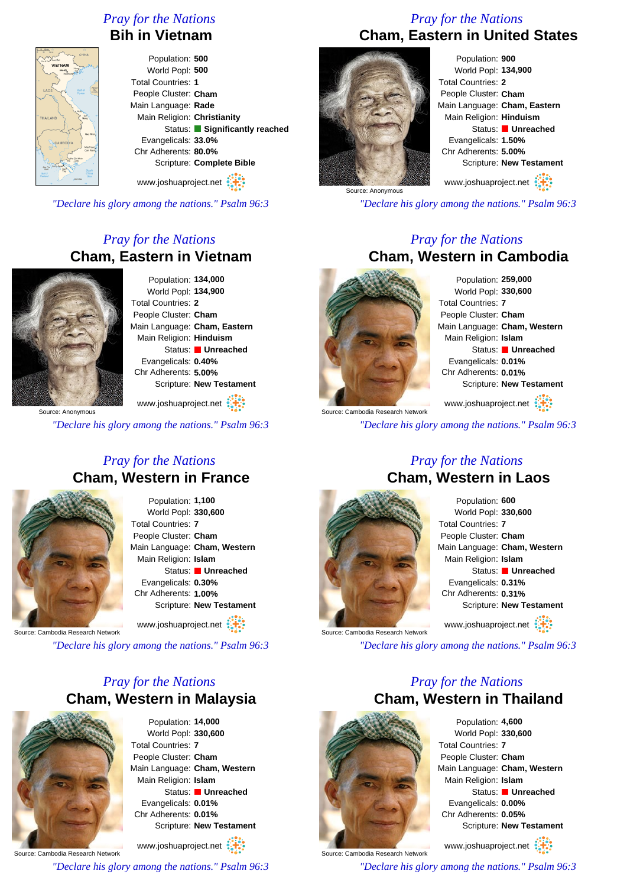*Pray for the Nations*

## Bih in Vietnam

Population: **500**
World Popl: **500**
Total Countries: **1**
People Cluster: **Cham**
Main Language: **Rade**
Main Religion: **Christianity**
Status: **Significantly reached**
Evangelicals: **33.0%**
Chr Adherents: **80.0%**
Scripture: **Complete Bible**

www.joshuaproject.net

*"Declare his glory among the nations." Psalm 96:3*

*Pray for the Nations*

## Cham, Eastern in United States

Population: **900**
World Popl: **134,900**
Total Countries: **2**
People Cluster: **Cham**
Main Language: **Cham, Eastern**
Main Religion: **Hinduism**
Status: **Unreached**
Evangelicals: **1.50%**
Chr Adherents: **5.00%**
Scripture: **New Testament**

Source: Anonymous

www.joshuaproject.net

*"Declare his glory among the nations." Psalm 96:3*

*Pray for the Nations*

## Cham, Eastern in Vietnam

Population: **134,000**
World Popl: **134,900**
Total Countries: **2**
People Cluster: **Cham**
Main Language: **Cham, Eastern**
Main Religion: **Hinduism**
Status: **Unreached**
Evangelicals: **0.40%**
Chr Adherents: **5.00%**
Scripture: **New Testament**

Source: Anonymous

www.joshuaproject.net

*"Declare his glory among the nations." Psalm 96:3*

*Pray for the Nations*

## Cham, Western in Cambodia

Population: **259,000**
World Popl: **330,600**
Total Countries: **7**
People Cluster: **Cham**
Main Language: **Cham, Western**
Main Religion: **Islam**
Status: **Unreached**
Evangelicals: **0.01%**
Chr Adherents: **0.01%**
Scripture: **New Testament**

Source: Cambodia Research Network

www.joshuaproject.net

*"Declare his glory among the nations." Psalm 96:3*

*Pray for the Nations*

## Cham, Western in France

Population: **1,100**
World Popl: **330,600**
Total Countries: **7**
People Cluster: **Cham**
Main Language: **Cham, Western**
Main Religion: **Islam**
Status: **Unreached**
Evangelicals: **0.30%**
Chr Adherents: **1.00%**
Scripture: **New Testament**

Source: Cambodia Research Network

www.joshuaproject.net

*"Declare his glory among the nations." Psalm 96:3*

*Pray for the Nations*

## Cham, Western in Laos

Population: **600**
World Popl: **330,600**
Total Countries: **7**
People Cluster: **Cham**
Main Language: **Cham, Western**
Main Religion: **Islam**
Status: **Unreached**
Evangelicals: **0.31%**
Chr Adherents: **0.31%**
Scripture: **New Testament**

Source: Cambodia Research Network

www.joshuaproject.net

*"Declare his glory among the nations." Psalm 96:3*

*Pray for the Nations*

## Cham, Western in Malaysia

Population: **14,000**
World Popl: **330,600**
Total Countries: **7**
People Cluster: **Cham**
Main Language: **Cham, Western**
Main Religion: **Islam**
Status: **Unreached**
Evangelicals: **0.01%**
Chr Adherents: **0.01%**
Scripture: **New Testament**

Source: Cambodia Research Network

www.joshuaproject.net

*"Declare his glory among the nations." Psalm 96:3*

*Pray for the Nations*

## Cham, Western in Thailand

Population: **4,600**
World Popl: **330,600**
Total Countries: **7**
People Cluster: **Cham**
Main Language: **Cham, Western**
Main Religion: **Islam**
Status: **Unreached**
Evangelicals: **0.00%**
Chr Adherents: **0.05%**
Scripture: **New Testament**

Source: Cambodia Research Network

www.joshuaproject.net

*"Declare his glory among the nations." Psalm 96:3*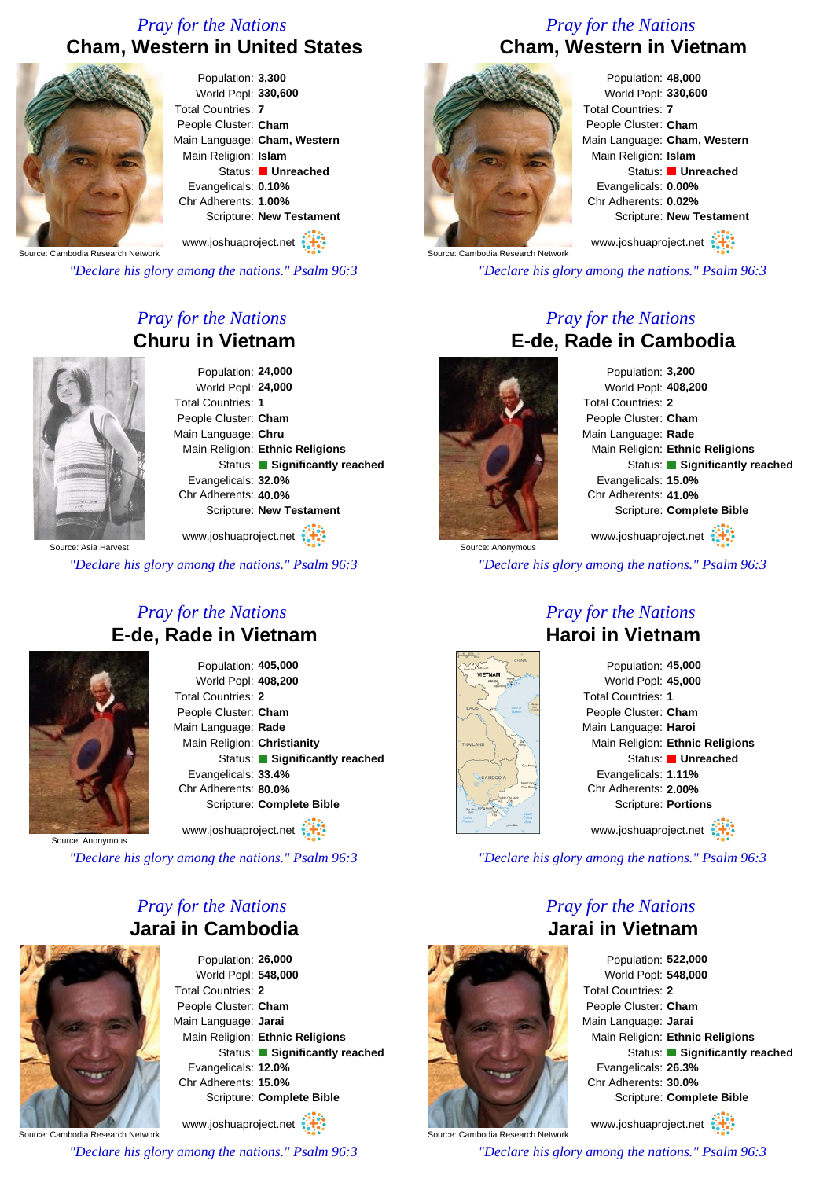*Pray for the Nations*

## Cham, Western in United States

Population: **3,300**
World Popl: **330,600**
Total Countries: **7**
People Cluster: **Cham**
Main Language: **Cham, Western**
Main Religion: **Islam**
Status: **Unreached**
Evangelicals: **0.10%**
Chr Adherents: **1.00%**
Scripture: **New Testament**

Source: Cambodia Research Network

www.joshuaproject.net

*"Declare his glory among the nations." Psalm 96:3*

*Pray for the Nations*

## Cham, Western in Vietnam

Population: **48,000**
World Popl: **330,600**
Total Countries: **7**
People Cluster: **Cham**
Main Language: **Cham, Western**
Main Religion: **Islam**
Status: **Unreached**
Evangelicals: **0.00%**
Chr Adherents: **0.02%**
Scripture: **New Testament**

Source: Cambodia Research Network

www.joshuaproject.net

*"Declare his glory among the nations." Psalm 96:3*

*Pray for the Nations*

## Churu in Vietnam

Population: **24,000**
World Popl: **24,000**
Total Countries: **1**
People Cluster: **Cham**
Main Language: **Chru**
Main Religion: **Ethnic Religions**
Status: **Significantly reached**
Evangelicals: **32.0%**
Chr Adherents: **40.0%**
Scripture: **New Testament**

Source: Asia Harvest

www.joshuaproject.net

*"Declare his glory among the nations." Psalm 96:3*

*Pray for the Nations*

## E-de, Rade in Cambodia

Population: **3,200**
World Popl: **408,200**
Total Countries: **2**
People Cluster: **Cham**
Main Language: **Rade**
Main Religion: **Ethnic Religions**
Status: **Significantly reached**
Evangelicals: **15.0%**
Chr Adherents: **41.0%**
Scripture: **Complete Bible**

Source: Anonymous

www.joshuaproject.net

*"Declare his glory among the nations." Psalm 96:3*

*Pray for the Nations*

## E-de, Rade in Vietnam

Population: **405,000**
World Popl: **408,200**
Total Countries: **2**
People Cluster: **Cham**
Main Language: **Rade**
Main Religion: **Christianity**
Status: **Significantly reached**
Evangelicals: **33.4%**
Chr Adherents: **80.0%**
Scripture: **Complete Bible**

Source: Anonymous

www.joshuaproject.net

*"Declare his glory among the nations." Psalm 96:3*

*Pray for the Nations*

## Haroi in Vietnam

Population: **45,000**
World Popl: **45,000**
Total Countries: **1**
People Cluster: **Cham**
Main Language: **Haroi**
Main Religion: **Ethnic Religions**
Status: **Unreached**
Evangelicals: **1.11%**
Chr Adherents: **2.00%**
Scripture: **Portions**

www.joshuaproject.net

*"Declare his glory among the nations." Psalm 96:3*

*Pray for the Nations*

## Jarai in Cambodia

Population: **26,000**
World Popl: **548,000**
Total Countries: **2**
People Cluster: **Cham**
Main Language: **Jarai**
Main Religion: **Ethnic Religions**
Status: **Significantly reached**
Evangelicals: **12.0%**
Chr Adherents: **15.0%**
Scripture: **Complete Bible**

Source: Cambodia Research Network

www.joshuaproject.net

*"Declare his glory among the nations." Psalm 96:3*

*Pray for the Nations*

## Jarai in Vietnam

Population: **522,000**
World Popl: **548,000**
Total Countries: **2**
People Cluster: **Cham**
Main Language: **Jarai**
Main Religion: **Ethnic Religions**
Status: **Significantly reached**
Evangelicals: **26.3%**
Chr Adherents: **30.0%**
Scripture: **Complete Bible**

Source: Cambodia Research Network

www.joshuaproject.net

*"Declare his glory among the nations." Psalm 96:3*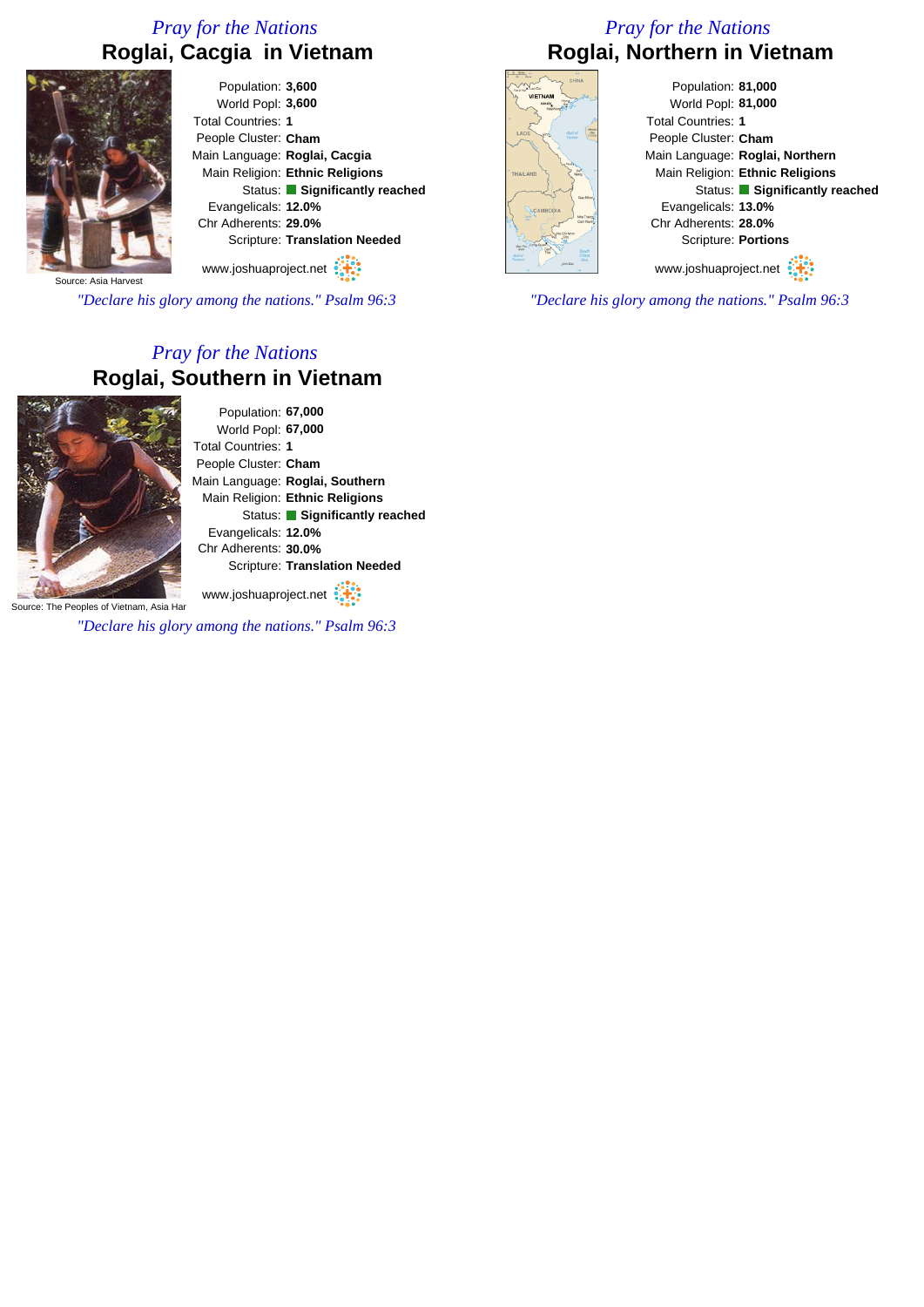*Pray for the Nations*

## Roglai, Cacgia in Vietnam

Source: Asia Harvest

Population: **3,600**
World Popl: **3,600**
Total Countries: **1**
People Cluster: **Cham**
Main Language: **Roglai, Cacgia**
Main Religion: **Ethnic Religions**
Status: **Significantly reached**
Evangelicals: **12.0%**
Chr Adherents: **29.0%**
Scripture: **Translation Needed**

www.joshuaproject.net

*"Declare his glory among the nations." Psalm 96:3*

*Pray for the Nations*

## Roglai, Northern in Vietnam

Population: **81,000**
World Popl: **81,000**
Total Countries: **1**
People Cluster: **Cham**
Main Language: **Roglai, Northern**
Main Religion: **Ethnic Religions**
Status: **Significantly reached**
Evangelicals: **13.0%**
Chr Adherents: **28.0%**
Scripture: **Portions**

www.joshuaproject.net

*"Declare his glory among the nations." Psalm 96:3*

*Pray for the Nations*

## Roglai, Southern in Vietnam

Source: The Peoples of Vietnam, Asia Har

Population: **67,000**
World Popl: **67,000**
Total Countries: **1**
People Cluster: **Cham**
Main Language: **Roglai, Southern**
Main Religion: **Ethnic Religions**
Status: **Significantly reached**
Evangelicals: **12.0%**
Chr Adherents: **30.0%**
Scripture: **Translation Needed**

www.joshuaproject.net

*"Declare his glory among the nations." Psalm 96:3*